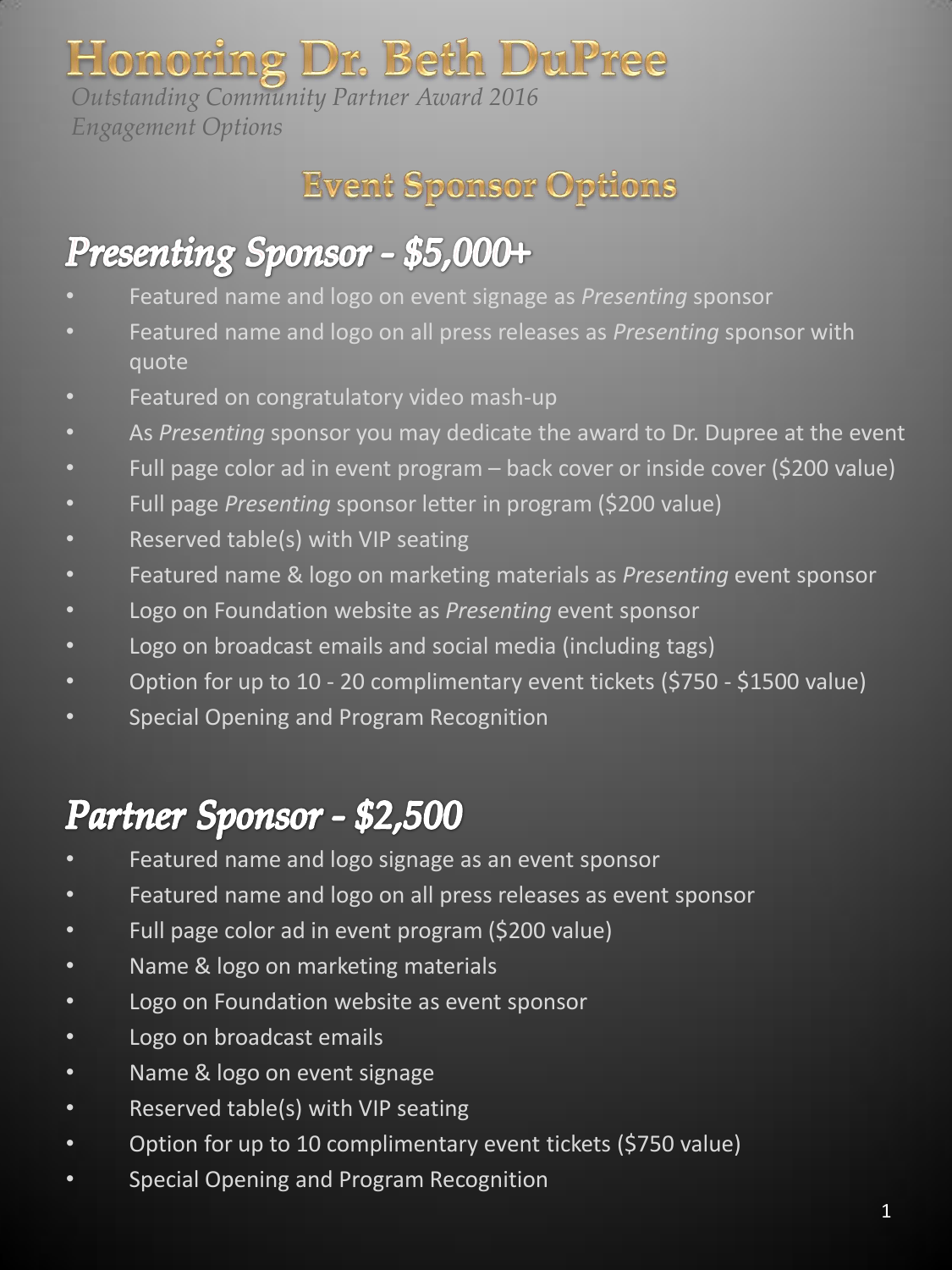# Honoring Dr. Beth DuPree

*Outstanding Community Partner Award 2016*
*Engagement Options*

## Event Sponsor Options

### *Presenting Sponsor - $5,000+*

- Featured name and logo on event signage as *Presenting* sponsor
- Featured name and logo on all press releases as *Presenting* sponsor with quote
- Featured on congratulatory video mash-up
- As *Presenting* sponsor you may dedicate the award to Dr. Dupree at the event
- Full page color ad in event program – back cover or inside cover ($200 value)
- Full page *Presenting* sponsor letter in program ($200 value)
- Reserved table(s) with VIP seating
- Featured name & logo on marketing materials as *Presenting* event sponsor
- Logo on Foundation website as *Presenting* event sponsor
- Logo on broadcast emails and social media (including tags)
- Option for up to 10 - 20 complimentary event tickets ($750 - $1500 value)
- Special Opening and Program Recognition

### *Partner Sponsor - $2,500*

- Featured name and logo signage as an event sponsor
- Featured name and logo on all press releases as event sponsor
- Full page color ad in event program ($200 value)
- Name & logo on marketing materials
- Logo on Foundation website as event sponsor
- Logo on broadcast emails
- Name & logo on event signage
- Reserved table(s) with VIP seating
- Option for up to 10 complimentary event tickets ($750 value)
- Special Opening and Program Recognition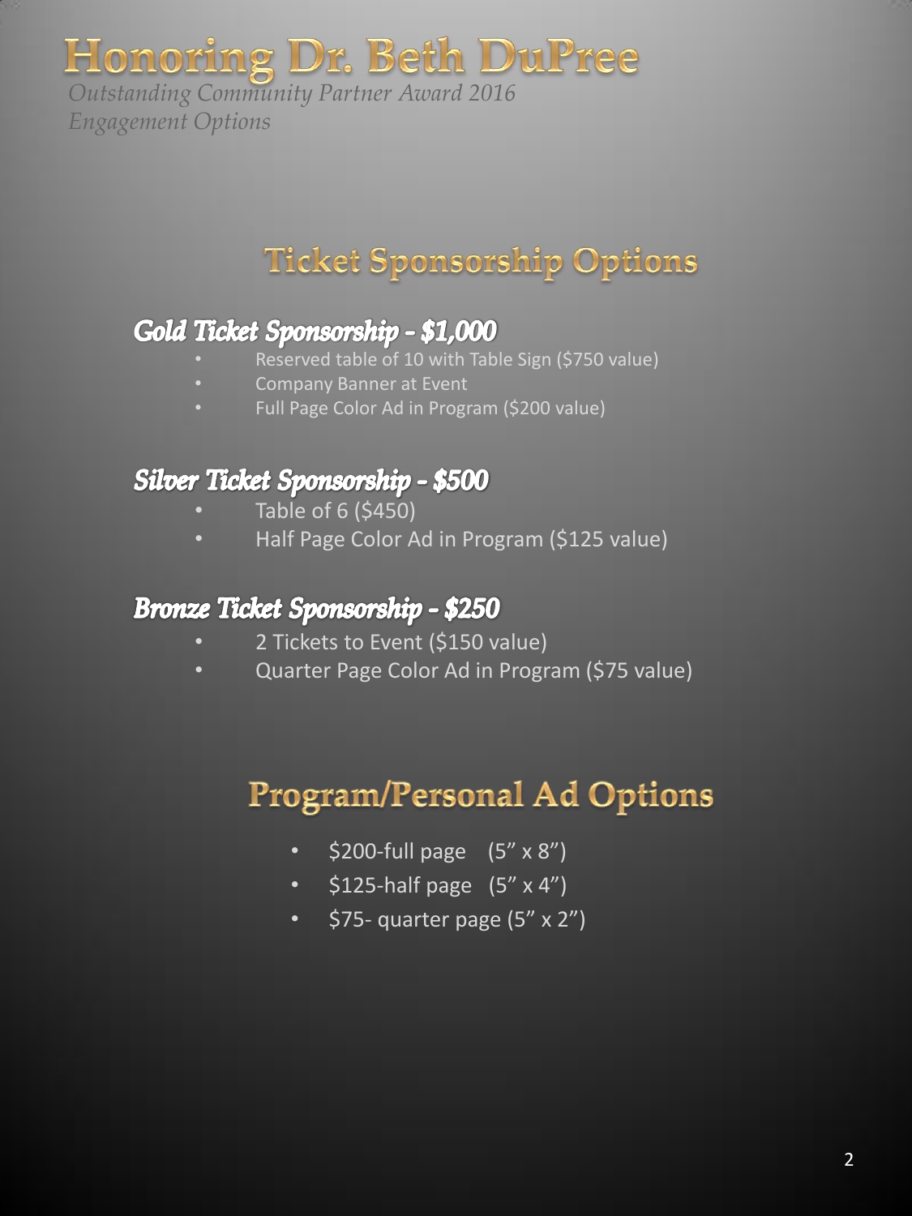# Honoring Dr. Beth DuPree

*Outstanding Community Partner Award 2016*

*Engagement Options*

## Ticket Sponsorship Options

### *Gold Ticket Sponsorship - $1,000*

- Reserved table of 10 with Table Sign ($750 value)
- Company Banner at Event
- Full Page Color Ad in Program ($200 value)

### *Silver Ticket Sponsorship - $500*

- Table of 6 ($450)
- Half Page Color Ad in Program ($125 value)

### *Bronze Ticket Sponsorship - $250*

- 2 Tickets to Event ($150 value)
- Quarter Page Color Ad in Program ($75 value)

## Program/Personal Ad Options

- $200-full page (5” x 8”)
- $125-half page (5” x 4”)
- $75- quarter page (5” x 2”)